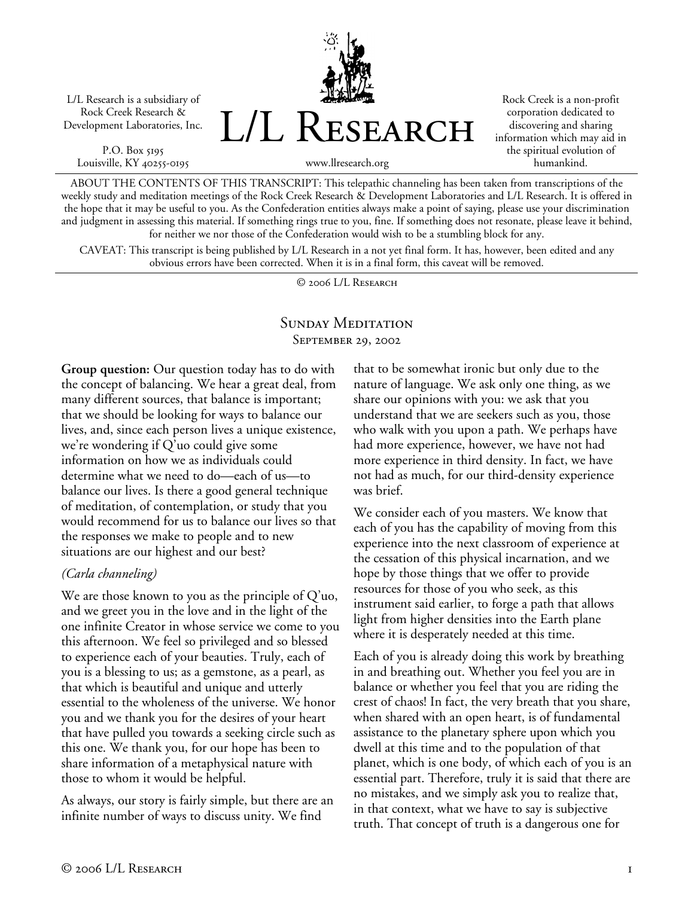L/L Research is a subsidiary of Rock Creek Research & Development Laboratories, Inc.

P.O. Box 5195
Louisville, KY 40255-0195

# L/L Research

www.llresearch.org

Rock Creek is a non-profit corporation dedicated to discovering and sharing information which may aid in the spiritual evolution of humankind.

ABOUT THE CONTENTS OF THIS TRANSCRIPT: This telepathic channeling has been taken from transcriptions of the weekly study and meditation meetings of the Rock Creek Research & Development Laboratories and L/L Research. It is offered in the hope that it may be useful to you. As the Confederation entities always make a point of saying, please use your discrimination and judgment in assessing this material. If something rings true to you, fine. If something does not resonate, please leave it behind, for neither we nor those of the Confederation would wish to be a stumbling block for any.

CAVEAT: This transcript is being published by L/L Research in a not yet final form. It has, however, been edited and any obvious errors have been corrected. When it is in a final form, this caveat will be removed.

© 2006 L/L Research

## Sunday Meditation
### September 29, 2002

**Group question:** Our question today has to do with the concept of balancing. We hear a great deal, from many different sources, that balance is important; that we should be looking for ways to balance our lives, and, since each person lives a unique existence, we're wondering if Q'uo could give some information on how we as individuals could determine what we need to do—each of us—to balance our lives. Is there a good general technique of meditation, of contemplation, or study that you would recommend for us to balance our lives so that the responses we make to people and to new situations are our highest and our best?

*(Carla channeling)*

We are those known to you as the principle of Q'uo, and we greet you in the love and in the light of the one infinite Creator in whose service we come to you this afternoon. We feel so privileged and so blessed to experience each of your beauties. Truly, each of you is a blessing to us; as a gemstone, as a pearl, as that which is beautiful and unique and utterly essential to the wholeness of the universe. We honor you and we thank you for the desires of your heart that have pulled you towards a seeking circle such as this one. We thank you, for our hope has been to share information of a metaphysical nature with those to whom it would be helpful.

As always, our story is fairly simple, but there are an infinite number of ways to discuss unity. We find that to be somewhat ironic but only due to the nature of language. We ask only one thing, as we share our opinions with you: we ask that you understand that we are seekers such as you, those who walk with you upon a path. We perhaps have had more experience, however, we have not had more experience in third density. In fact, we have not had as much, for our third-density experience was brief.

We consider each of you masters. We know that each of you has the capability of moving from this experience into the next classroom of experience at the cessation of this physical incarnation, and we hope by those things that we offer to provide resources for those of you who seek, as this instrument said earlier, to forge a path that allows light from higher densities into the Earth plane where it is desperately needed at this time.

Each of you is already doing this work by breathing in and breathing out. Whether you feel you are in balance or whether you feel that you are riding the crest of chaos! In fact, the very breath that you share, when shared with an open heart, is of fundamental assistance to the planetary sphere upon which you dwell at this time and to the population of that planet, which is one body, of which each of you is an essential part. Therefore, truly it is said that there are no mistakes, and we simply ask you to realize that, in that context, what we have to say is subjective truth. That concept of truth is a dangerous one for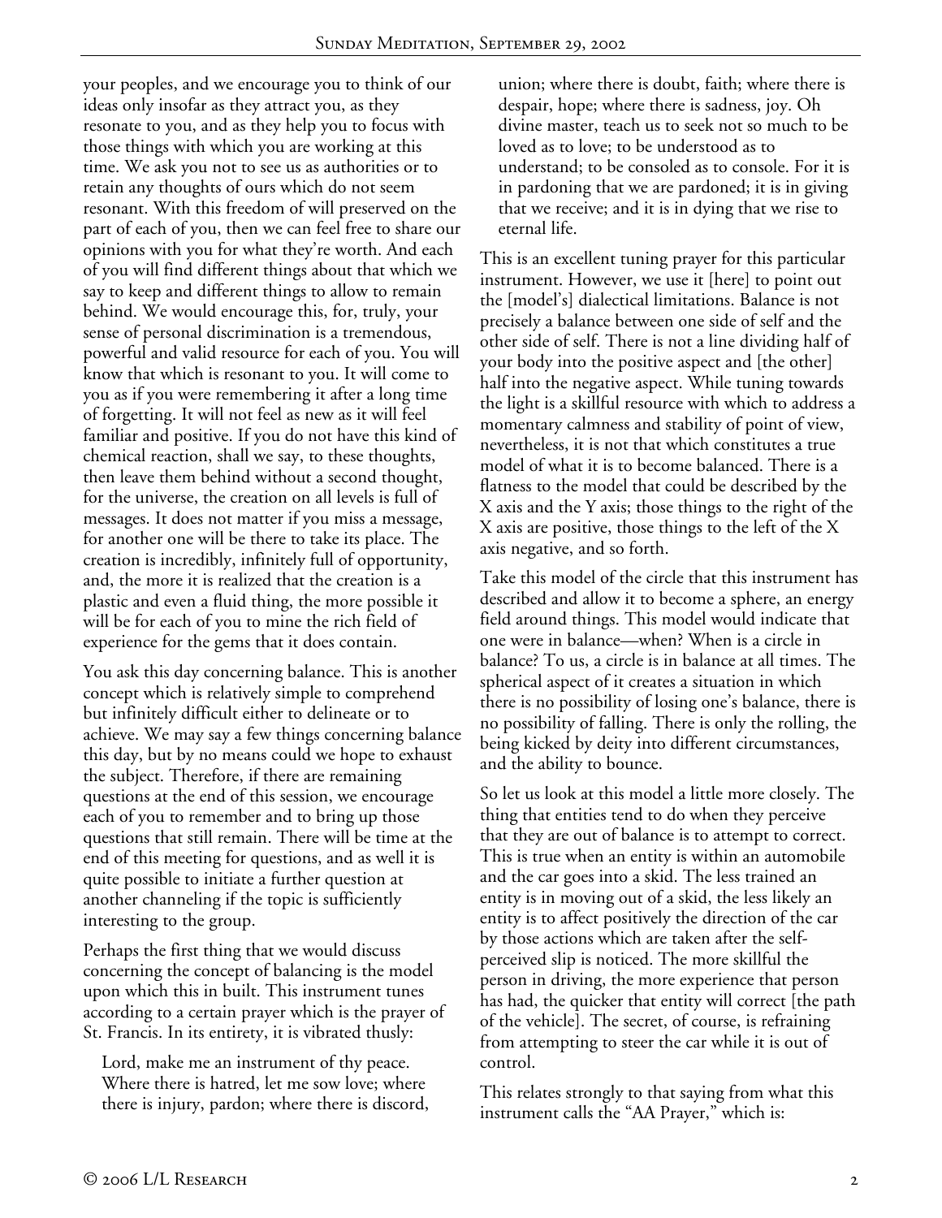your peoples, and we encourage you to think of our ideas only insofar as they attract you, as they resonate to you, and as they help you to focus with those things with which you are working at this time. We ask you not to see us as authorities or to retain any thoughts of ours which do not seem resonant. With this freedom of will preserved on the part of each of you, then we can feel free to share our opinions with you for what they're worth. And each of you will find different things about that which we say to keep and different things to allow to remain behind. We would encourage this, for, truly, your sense of personal discrimination is a tremendous, powerful and valid resource for each of you. You will know that which is resonant to you. It will come to you as if you were remembering it after a long time of forgetting. It will not feel as new as it will feel familiar and positive. If you do not have this kind of chemical reaction, shall we say, to these thoughts, then leave them behind without a second thought, for the universe, the creation on all levels is full of messages. It does not matter if you miss a message, for another one will be there to take its place. The creation is incredibly, infinitely full of opportunity, and, the more it is realized that the creation is a plastic and even a fluid thing, the more possible it will be for each of you to mine the rich field of experience for the gems that it does contain.

You ask this day concerning balance. This is another concept which is relatively simple to comprehend but infinitely difficult either to delineate or to achieve. We may say a few things concerning balance this day, but by no means could we hope to exhaust the subject. Therefore, if there are remaining questions at the end of this session, we encourage each of you to remember and to bring up those questions that still remain. There will be time at the end of this meeting for questions, and as well it is quite possible to initiate a further question at another channeling if the topic is sufficiently interesting to the group.

Perhaps the first thing that we would discuss concerning the concept of balancing is the model upon which this in built. This instrument tunes according to a certain prayer which is the prayer of St. Francis. In its entirety, it is vibrated thusly:

> Lord, make me an instrument of thy peace. Where there is hatred, let me sow love; where there is injury, pardon; where there is discord, union; where there is doubt, faith; where there is despair, hope; where there is sadness, joy. Oh divine master, teach us to seek not so much to be loved as to love; to be understood as to understand; to be consoled as to console. For it is in pardoning that we are pardoned; it is in giving that we receive; and it is in dying that we rise to eternal life.

This is an excellent tuning prayer for this particular instrument. However, we use it [here] to point out the [model's] dialectical limitations. Balance is not precisely a balance between one side of self and the other side of self. There is not a line dividing half of your body into the positive aspect and [the other] half into the negative aspect. While tuning towards the light is a skillful resource with which to address a momentary calmness and stability of point of view, nevertheless, it is not that which constitutes a true model of what it is to become balanced. There is a flatness to the model that could be described by the X axis and the Y axis; those things to the right of the X axis are positive, those things to the left of the X axis negative, and so forth.

Take this model of the circle that this instrument has described and allow it to become a sphere, an energy field around things. This model would indicate that one were in balance—when? When is a circle in balance? To us, a circle is in balance at all times. The spherical aspect of it creates a situation in which there is no possibility of losing one's balance, there is no possibility of falling. There is only the rolling, the being kicked by deity into different circumstances, and the ability to bounce.

So let us look at this model a little more closely. The thing that entities tend to do when they perceive that they are out of balance is to attempt to correct. This is true when an entity is within an automobile and the car goes into a skid. The less trained an entity is in moving out of a skid, the less likely an entity is to affect positively the direction of the car by those actions which are taken after the self-perceived slip is noticed. The more skillful the person in driving, the more experience that person has had, the quicker that entity will correct [the path of the vehicle]. The secret, of course, is refraining from attempting to steer the car while it is out of control.

This relates strongly to that saying from what this instrument calls the "AA Prayer," which is: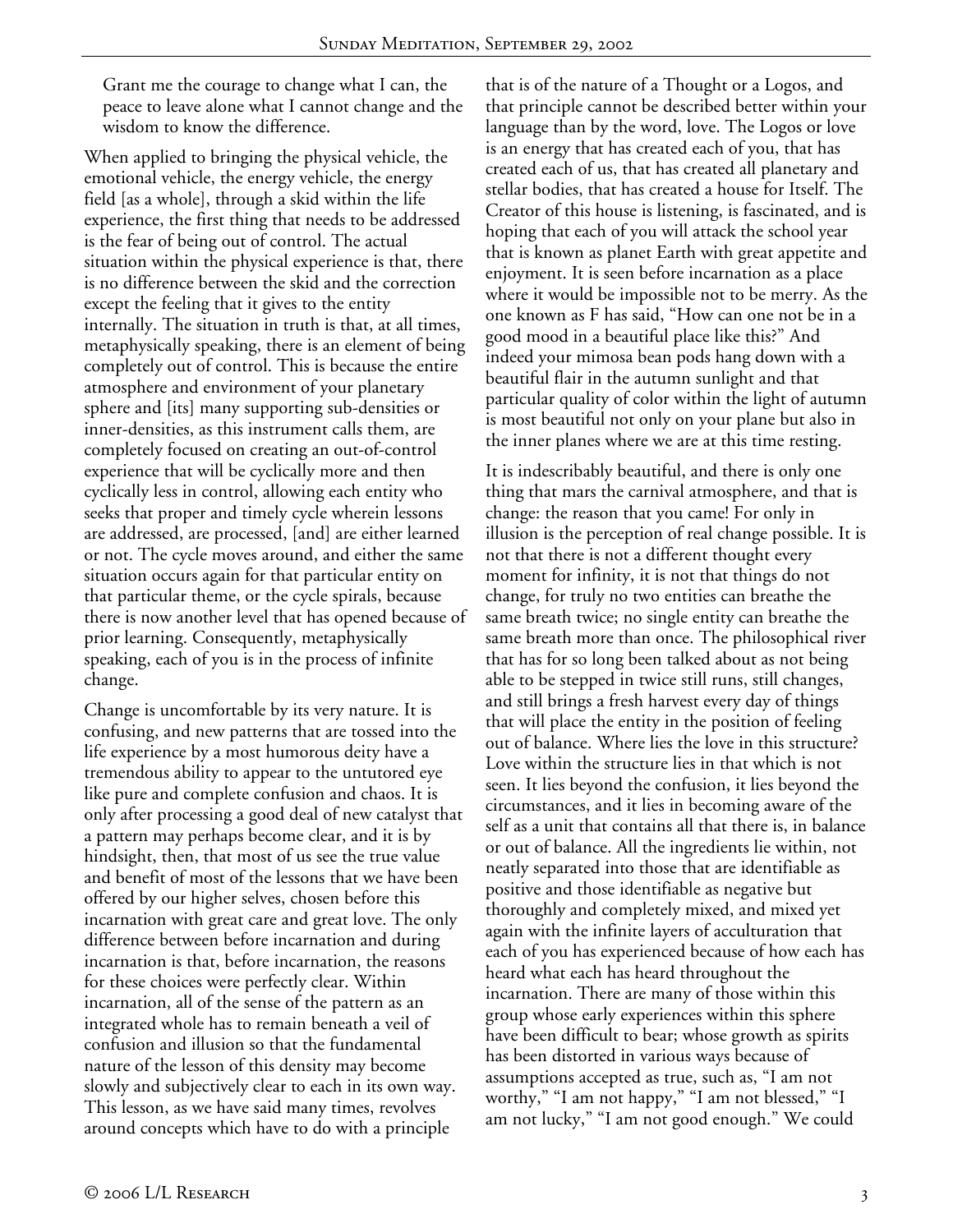Grant me the courage to change what I can, the peace to leave alone what I cannot change and the wisdom to know the difference.

When applied to bringing the physical vehicle, the emotional vehicle, the energy vehicle, the energy field [as a whole], through a skid within the life experience, the first thing that needs to be addressed is the fear of being out of control. The actual situation within the physical experience is that, there is no difference between the skid and the correction except the feeling that it gives to the entity internally. The situation in truth is that, at all times, metaphysically speaking, there is an element of being completely out of control. This is because the entire atmosphere and environment of your planetary sphere and [its] many supporting sub-densities or inner-densities, as this instrument calls them, are completely focused on creating an out-of-control experience that will be cyclically more and then cyclically less in control, allowing each entity who seeks that proper and timely cycle wherein lessons are addressed, are processed, [and] are either learned or not. The cycle moves around, and either the same situation occurs again for that particular entity on that particular theme, or the cycle spirals, because there is now another level that has opened because of prior learning. Consequently, metaphysically speaking, each of you is in the process of infinite change.

Change is uncomfortable by its very nature. It is confusing, and new patterns that are tossed into the life experience by a most humorous deity have a tremendous ability to appear to the untutored eye like pure and complete confusion and chaos. It is only after processing a good deal of new catalyst that a pattern may perhaps become clear, and it is by hindsight, then, that most of us see the true value and benefit of most of the lessons that we have been offered by our higher selves, chosen before this incarnation with great care and great love. The only difference between before incarnation and during incarnation is that, before incarnation, the reasons for these choices were perfectly clear. Within incarnation, all of the sense of the pattern as an integrated whole has to remain beneath a veil of confusion and illusion so that the fundamental nature of the lesson of this density may become slowly and subjectively clear to each in its own way. This lesson, as we have said many times, revolves around concepts which have to do with a principle that is of the nature of a Thought or a Logos, and that principle cannot be described better within your language than by the word, love. The Logos or love is an energy that has created each of you, that has created each of us, that has created all planetary and stellar bodies, that has created a house for Itself. The Creator of this house is listening, is fascinated, and is hoping that each of you will attack the school year that is known as planet Earth with great appetite and enjoyment. It is seen before incarnation as a place where it would be impossible not to be merry. As the one known as F has said, "How can one not be in a good mood in a beautiful place like this?" And indeed your mimosa bean pods hang down with a beautiful flair in the autumn sunlight and that particular quality of color within the light of autumn is most beautiful not only on your plane but also in the inner planes where we are at this time resting.

It is indescribably beautiful, and there is only one thing that mars the carnival atmosphere, and that is change: the reason that you came! For only in illusion is the perception of real change possible. It is not that there is not a different thought every moment for infinity, it is not that things do not change, for truly no two entities can breathe the same breath twice; no single entity can breathe the same breath more than once. The philosophical river that has for so long been talked about as not being able to be stepped in twice still runs, still changes, and still brings a fresh harvest every day of things that will place the entity in the position of feeling out of balance. Where lies the love in this structure? Love within the structure lies in that which is not seen. It lies beyond the confusion, it lies beyond the circumstances, and it lies in becoming aware of the self as a unit that contains all that there is, in balance or out of balance. All the ingredients lie within, not neatly separated into those that are identifiable as positive and those identifiable as negative but thoroughly and completely mixed, and mixed yet again with the infinite layers of acculturation that each of you has experienced because of how each has heard what each has heard throughout the incarnation. There are many of those within this group whose early experiences within this sphere have been difficult to bear; whose growth as spirits has been distorted in various ways because of assumptions accepted as true, such as, "I am not worthy," "I am not happy," "I am not blessed," "I am not lucky," "I am not good enough." We could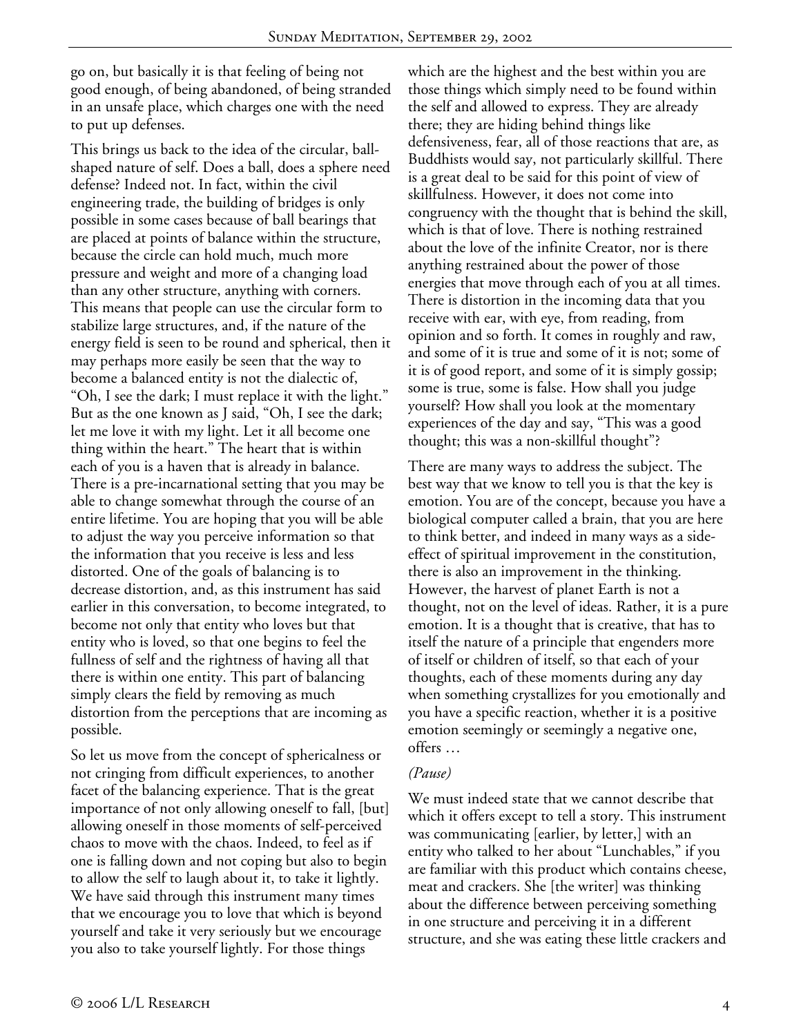go on, but basically it is that feeling of being not good enough, of being abandoned, of being stranded in an unsafe place, which charges one with the need to put up defenses.

This brings us back to the idea of the circular, ball-shaped nature of self. Does a ball, does a sphere need defense? Indeed not. In fact, within the civil engineering trade, the building of bridges is only possible in some cases because of ball bearings that are placed at points of balance within the structure, because the circle can hold much, much more pressure and weight and more of a changing load than any other structure, anything with corners. This means that people can use the circular form to stabilize large structures, and, if the nature of the energy field is seen to be round and spherical, then it may perhaps more easily be seen that the way to become a balanced entity is not the dialectic of, "Oh, I see the dark; I must replace it with the light." But as the one known as J said, "Oh, I see the dark; let me love it with my light. Let it all become one thing within the heart." The heart that is within each of you is a haven that is already in balance. There is a pre-incarnational setting that you may be able to change somewhat through the course of an entire lifetime. You are hoping that you will be able to adjust the way you perceive information so that the information that you receive is less and less distorted. One of the goals of balancing is to decrease distortion, and, as this instrument has said earlier in this conversation, to become integrated, to become not only that entity who loves but that entity who is loved, so that one begins to feel the fullness of self and the rightness of having all that there is within one entity. This part of balancing simply clears the field by removing as much distortion from the perceptions that are incoming as possible.

So let us move from the concept of sphericalness or not cringing from difficult experiences, to another facet of the balancing experience. That is the great importance of not only allowing oneself to fall, [but] allowing oneself in those moments of self-perceived chaos to move with the chaos. Indeed, to feel as if one is falling down and not coping but also to begin to allow the self to laugh about it, to take it lightly. We have said through this instrument many times that we encourage you to love that which is beyond yourself and take it very seriously but we encourage you also to take yourself lightly. For those things which are the highest and the best within you are those things which simply need to be found within the self and allowed to express. They are already there; they are hiding behind things like defensiveness, fear, all of those reactions that are, as Buddhists would say, not particularly skillful. There is a great deal to be said for this point of view of skillfulness. However, it does not come into congruency with the thought that is behind the skill, which is that of love. There is nothing restrained about the love of the infinite Creator, nor is there anything restrained about the power of those energies that move through each of you at all times. There is distortion in the incoming data that you receive with ear, with eye, from reading, from opinion and so forth. It comes in roughly and raw, and some of it is true and some of it is not; some of it is of good report, and some of it is simply gossip; some is true, some is false. How shall you judge yourself? How shall you look at the momentary experiences of the day and say, "This was a good thought; this was a non-skillful thought"?

There are many ways to address the subject. The best way that we know to tell you is that the key is emotion. You are of the concept, because you have a biological computer called a brain, that you are here to think better, and indeed in many ways as a side-effect of spiritual improvement in the constitution, there is also an improvement in the thinking. However, the harvest of planet Earth is not a thought, not on the level of ideas. Rather, it is a pure emotion. It is a thought that is creative, that has to itself the nature of a principle that engenders more of itself or children of itself, so that each of your thoughts, each of these moments during any day when something crystallizes for you emotionally and you have a specific reaction, whether it is a positive emotion seemingly or seemingly a negative one, offers …

*(Pause)*

We must indeed state that we cannot describe that which it offers except to tell a story. This instrument was communicating [earlier, by letter,] with an entity who talked to her about "Lunchables," if you are familiar with this product which contains cheese, meat and crackers. She [the writer] was thinking about the difference between perceiving something in one structure and perceiving it in a different structure, and she was eating these little crackers and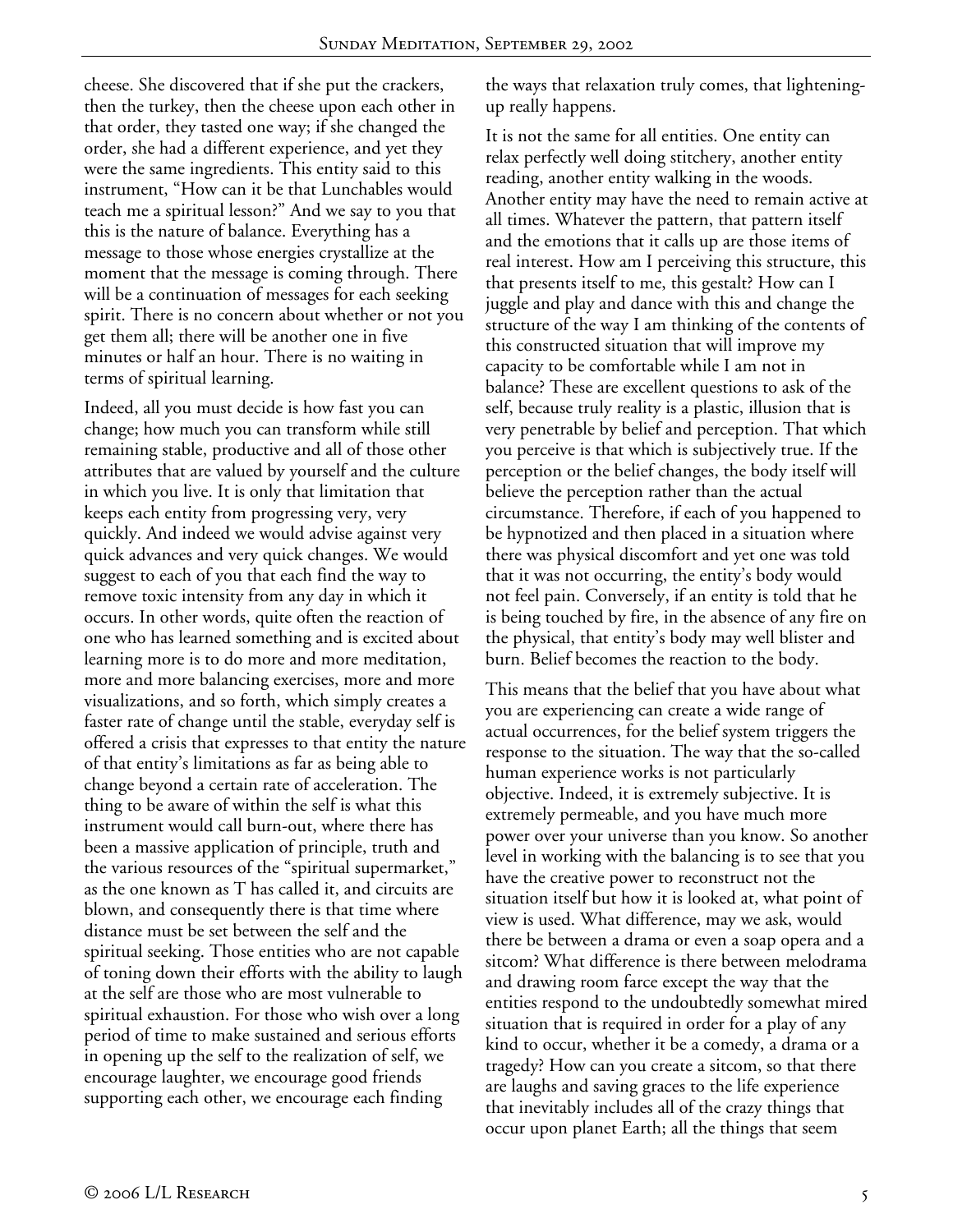cheese. She discovered that if she put the crackers, then the turkey, then the cheese upon each other in that order, they tasted one way; if she changed the order, she had a different experience, and yet they were the same ingredients. This entity said to this instrument, "How can it be that Lunchables would teach me a spiritual lesson?" And we say to you that this is the nature of balance. Everything has a message to those whose energies crystallize at the moment that the message is coming through. There will be a continuation of messages for each seeking spirit. There is no concern about whether or not you get them all; there will be another one in five minutes or half an hour. There is no waiting in terms of spiritual learning.

Indeed, all you must decide is how fast you can change; how much you can transform while still remaining stable, productive and all of those other attributes that are valued by yourself and the culture in which you live. It is only that limitation that keeps each entity from progressing very, very quickly. And indeed we would advise against very quick advances and very quick changes. We would suggest to each of you that each find the way to remove toxic intensity from any day in which it occurs. In other words, quite often the reaction of one who has learned something and is excited about learning more is to do more and more meditation, more and more balancing exercises, more and more visualizations, and so forth, which simply creates a faster rate of change until the stable, everyday self is offered a crisis that expresses to that entity the nature of that entity's limitations as far as being able to change beyond a certain rate of acceleration. The thing to be aware of within the self is what this instrument would call burn-out, where there has been a massive application of principle, truth and the various resources of the "spiritual supermarket," as the one known as T has called it, and circuits are blown, and consequently there is that time where distance must be set between the self and the spiritual seeking. Those entities who are not capable of toning down their efforts with the ability to laugh at the self are those who are most vulnerable to spiritual exhaustion. For those who wish over a long period of time to make sustained and serious efforts in opening up the self to the realization of self, we encourage laughter, we encourage good friends supporting each other, we encourage each finding the ways that relaxation truly comes, that lightening-up really happens.

It is not the same for all entities. One entity can relax perfectly well doing stitchery, another entity reading, another entity walking in the woods. Another entity may have the need to remain active at all times. Whatever the pattern, that pattern itself and the emotions that it calls up are those items of real interest. How am I perceiving this structure, this that presents itself to me, this gestalt? How can I juggle and play and dance with this and change the structure of the way I am thinking of the contents of this constructed situation that will improve my capacity to be comfortable while I am not in balance? These are excellent questions to ask of the self, because truly reality is a plastic, illusion that is very penetrable by belief and perception. That which you perceive is that which is subjectively true. If the perception or the belief changes, the body itself will believe the perception rather than the actual circumstance. Therefore, if each of you happened to be hypnotized and then placed in a situation where there was physical discomfort and yet one was told that it was not occurring, the entity's body would not feel pain. Conversely, if an entity is told that he is being touched by fire, in the absence of any fire on the physical, that entity's body may well blister and burn. Belief becomes the reaction to the body.

This means that the belief that you have about what you are experiencing can create a wide range of actual occurrences, for the belief system triggers the response to the situation. The way that the so-called human experience works is not particularly objective. Indeed, it is extremely subjective. It is extremely permeable, and you have much more power over your universe than you know. So another level in working with the balancing is to see that you have the creative power to reconstruct not the situation itself but how it is looked at, what point of view is used. What difference, may we ask, would there be between a drama or even a soap opera and a sitcom? What difference is there between melodrama and drawing room farce except the way that the entities respond to the undoubtedly somewhat mired situation that is required in order for a play of any kind to occur, whether it be a comedy, a drama or a tragedy? How can you create a sitcom, so that there are laughs and saving graces to the life experience that inevitably includes all of the crazy things that occur upon planet Earth; all the things that seem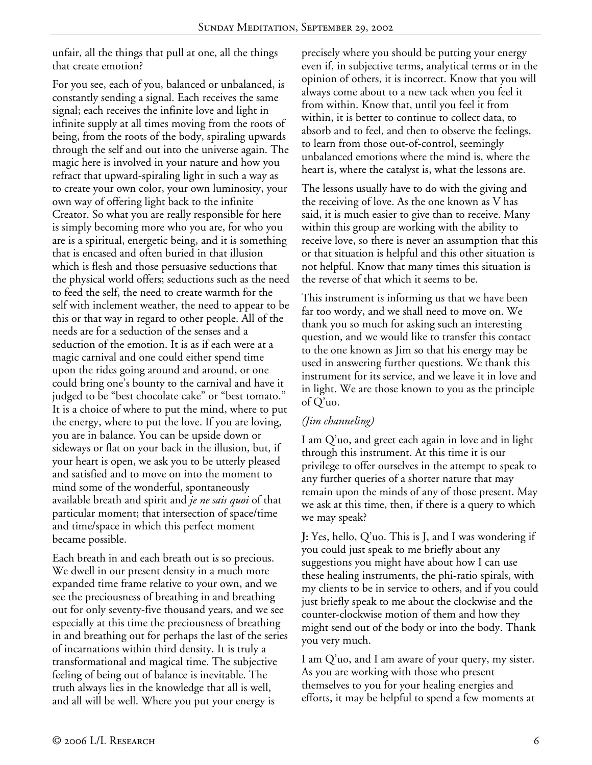unfair, all the things that pull at one, all the things that create emotion?

For you see, each of you, balanced or unbalanced, is constantly sending a signal. Each receives the same signal; each receives the infinite love and light in infinite supply at all times moving from the roots of being, from the roots of the body, spiraling upwards through the self and out into the universe again. The magic here is involved in your nature and how you refract that upward-spiraling light in such a way as to create your own color, your own luminosity, your own way of offering light back to the infinite Creator. So what you are really responsible for here is simply becoming more who you are, for who you are is a spiritual, energetic being, and it is something that is encased and often buried in that illusion which is flesh and those persuasive seductions that the physical world offers; seductions such as the need to feed the self, the need to create warmth for the self with inclement weather, the need to appear to be this or that way in regard to other people. All of the needs are for a seduction of the senses and a seduction of the emotion. It is as if each were at a magic carnival and one could either spend time upon the rides going around and around, or one could bring one's bounty to the carnival and have it judged to be "best chocolate cake" or "best tomato." It is a choice of where to put the mind, where to put the energy, where to put the love. If you are loving, you are in balance. You can be upside down or sideways or flat on your back in the illusion, but, if your heart is open, we ask you to be utterly pleased and satisfied and to move on into the moment to mind some of the wonderful, spontaneously available breath and spirit and *je ne sais quoi* of that particular moment; that intersection of space/time and time/space in which this perfect moment became possible.

Each breath in and each breath out is so precious. We dwell in our present density in a much more expanded time frame relative to your own, and we see the preciousness of breathing in and breathing out for only seventy-five thousand years, and we see especially at this time the preciousness of breathing in and breathing out for perhaps the last of the series of incarnations within third density. It is truly a transformational and magical time. The subjective feeling of being out of balance is inevitable. The truth always lies in the knowledge that all is well, and all will be well. Where you put your energy is precisely where you should be putting your energy even if, in subjective terms, analytical terms or in the opinion of others, it is incorrect. Know that you will always come about to a new tack when you feel it from within. Know that, until you feel it from within, it is better to continue to collect data, to absorb and to feel, and then to observe the feelings, to learn from those out-of-control, seemingly unbalanced emotions where the mind is, where the heart is, where the catalyst is, what the lessons are.

The lessons usually have to do with the giving and the receiving of love. As the one known as V has said, it is much easier to give than to receive. Many within this group are working with the ability to receive love, so there is never an assumption that this or that situation is helpful and this other situation is not helpful. Know that many times this situation is the reverse of that which it seems to be.

This instrument is informing us that we have been far too wordy, and we shall need to move on. We thank you so much for asking such an interesting question, and we would like to transfer this contact to the one known as Jim so that his energy may be used in answering further questions. We thank this instrument for its service, and we leave it in love and in light. We are those known to you as the principle of Q'uo.

*(Jim channeling)*

I am Q'uo, and greet each again in love and in light through this instrument. At this time it is our privilege to offer ourselves in the attempt to speak to any further queries of a shorter nature that may remain upon the minds of any of those present. May we ask at this time, then, if there is a query to which we may speak?

**J:** Yes, hello, Q'uo. This is J, and I was wondering if you could just speak to me briefly about any suggestions you might have about how I can use these healing instruments, the phi-ratio spirals, with my clients to be in service to others, and if you could just briefly speak to me about the clockwise and the counter-clockwise motion of them and how they might send out of the body or into the body. Thank you very much.

I am Q'uo, and I am aware of your query, my sister. As you are working with those who present themselves to you for your healing energies and efforts, it may be helpful to spend a few moments at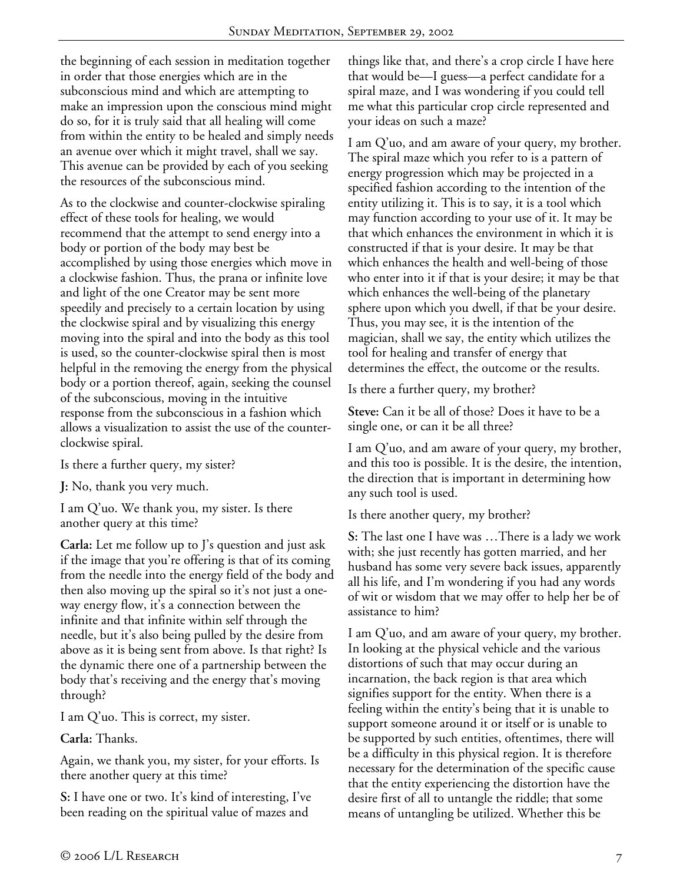the beginning of each session in meditation together in order that those energies which are in the subconscious mind and which are attempting to make an impression upon the conscious mind might do so, for it is truly said that all healing will come from within the entity to be healed and simply needs an avenue over which it might travel, shall we say. This avenue can be provided by each of you seeking the resources of the subconscious mind.

As to the clockwise and counter-clockwise spiraling effect of these tools for healing, we would recommend that the attempt to send energy into a body or portion of the body may best be accomplished by using those energies which move in a clockwise fashion. Thus, the prana or infinite love and light of the one Creator may be sent more speedily and precisely to a certain location by using the clockwise spiral and by visualizing this energy moving into the spiral and into the body as this tool is used, so the counter-clockwise spiral then is most helpful in the removing the energy from the physical body or a portion thereof, again, seeking the counsel of the subconscious, moving in the intuitive response from the subconscious in a fashion which allows a visualization to assist the use of the counter-clockwise spiral.

Is there a further query, my sister?

**J:** No, thank you very much.

I am Q'uo. We thank you, my sister. Is there another query at this time?

**Carla:** Let me follow up to J's question and just ask if the image that you're offering is that of its coming from the needle into the energy field of the body and then also moving up the spiral so it's not just a one-way energy flow, it's a connection between the infinite and that infinite within self through the needle, but it's also being pulled by the desire from above as it is being sent from above. Is that right? Is the dynamic there one of a partnership between the body that's receiving and the energy that's moving through?

I am Q'uo. This is correct, my sister.

**Carla:** Thanks.

Again, we thank you, my sister, for your efforts. Is there another query at this time?

**S:** I have one or two. It's kind of interesting, I've been reading on the spiritual value of mazes and things like that, and there's a crop circle I have here that would be—I guess—a perfect candidate for a spiral maze, and I was wondering if you could tell me what this particular crop circle represented and your ideas on such a maze?

I am Q'uo, and am aware of your query, my brother. The spiral maze which you refer to is a pattern of energy progression which may be projected in a specified fashion according to the intention of the entity utilizing it. This is to say, it is a tool which may function according to your use of it. It may be that which enhances the environment in which it is constructed if that is your desire. It may be that which enhances the health and well-being of those who enter into it if that is your desire; it may be that which enhances the well-being of the planetary sphere upon which you dwell, if that be your desire. Thus, you may see, it is the intention of the magician, shall we say, the entity which utilizes the tool for healing and transfer of energy that determines the effect, the outcome or the results.

Is there a further query, my brother?

**Steve:** Can it be all of those? Does it have to be a single one, or can it be all three?

I am Q'uo, and am aware of your query, my brother, and this too is possible. It is the desire, the intention, the direction that is important in determining how any such tool is used.

Is there another query, my brother?

**S:** The last one I have was …There is a lady we work with; she just recently has gotten married, and her husband has some very severe back issues, apparently all his life, and I'm wondering if you had any words of wit or wisdom that we may offer to help her be of assistance to him?

I am Q'uo, and am aware of your query, my brother. In looking at the physical vehicle and the various distortions of such that may occur during an incarnation, the back region is that area which signifies support for the entity. When there is a feeling within the entity's being that it is unable to support someone around it or itself or is unable to be supported by such entities, oftentimes, there will be a difficulty in this physical region. It is therefore necessary for the determination of the specific cause that the entity experiencing the distortion have the desire first of all to untangle the riddle; that some means of untangling be utilized. Whether this be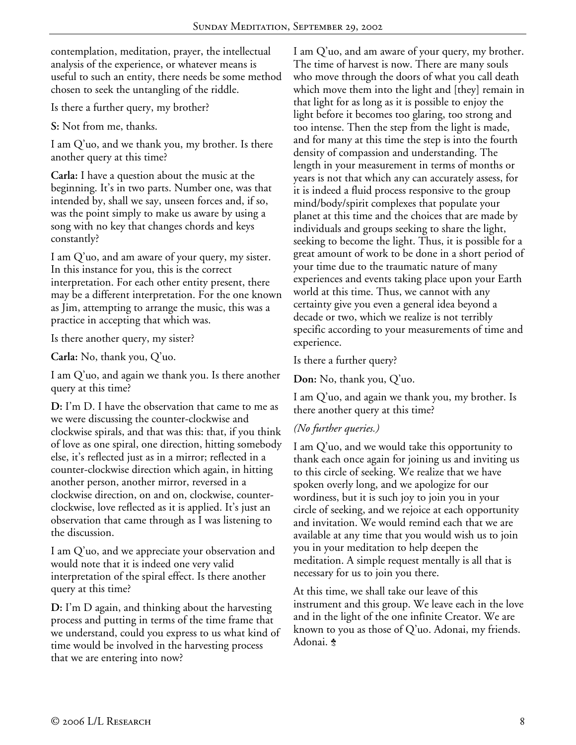contemplation, meditation, prayer, the intellectual analysis of the experience, or whatever means is useful to such an entity, there needs be some method chosen to seek the untangling of the riddle.

Is there a further query, my brother?

**S:** Not from me, thanks.

I am Q'uo, and we thank you, my brother. Is there another query at this time?

**Carla:** I have a question about the music at the beginning. It's in two parts. Number one, was that intended by, shall we say, unseen forces and, if so, was the point simply to make us aware by using a song with no key that changes chords and keys constantly?

I am Q'uo, and am aware of your query, my sister. In this instance for you, this is the correct interpretation. For each other entity present, there may be a different interpretation. For the one known as Jim, attempting to arrange the music, this was a practice in accepting that which was.

Is there another query, my sister?

**Carla:** No, thank you, Q'uo.

I am Q'uo, and again we thank you. Is there another query at this time?

**D:** I'm D. I have the observation that came to me as we were discussing the counter-clockwise and clockwise spirals, and that was this: that, if you think of love as one spiral, one direction, hitting somebody else, it's reflected just as in a mirror; reflected in a counter-clockwise direction which again, in hitting another person, another mirror, reversed in a clockwise direction, on and on, clockwise, counter-clockwise, love reflected as it is applied. It's just an observation that came through as I was listening to the discussion.

I am Q'uo, and we appreciate your observation and would note that it is indeed one very valid interpretation of the spiral effect. Is there another query at this time?

**D:** I'm D again, and thinking about the harvesting process and putting in terms of the time frame that we understand, could you express to us what kind of time would be involved in the harvesting process that we are entering into now?

I am Q'uo, and am aware of your query, my brother. The time of harvest is now. There are many souls who move through the doors of what you call death which move them into the light and [they] remain in that light for as long as it is possible to enjoy the light before it becomes too glaring, too strong and too intense. Then the step from the light is made, and for many at this time the step is into the fourth density of compassion and understanding. The length in your measurement in terms of months or years is not that which any can accurately assess, for it is indeed a fluid process responsive to the group mind/body/spirit complexes that populate your planet at this time and the choices that are made by individuals and groups seeking to share the light, seeking to become the light. Thus, it is possible for a great amount of work to be done in a short period of your time due to the traumatic nature of many experiences and events taking place upon your Earth world at this time. Thus, we cannot with any certainty give you even a general idea beyond a decade or two, which we realize is not terribly specific according to your measurements of time and experience.

Is there a further query?

**Don:** No, thank you, Q'uo.

I am Q'uo, and again we thank you, my brother. Is there another query at this time?

*(No further queries.)*

I am Q'uo, and we would take this opportunity to thank each once again for joining us and inviting us to this circle of seeking. We realize that we have spoken overly long, and we apologize for our wordiness, but it is such joy to join you in your circle of seeking, and we rejoice at each opportunity and invitation. We would remind each that we are available at any time that you would wish us to join you in your meditation to help deepen the meditation. A simple request mentally is all that is necessary for us to join you there.

At this time, we shall take our leave of this instrument and this group. We leave each in the love and in the light of the one infinite Creator. We are known to you as those of Q'uo. Adonai, my friends. Adonai.

© 2006 L/L Research